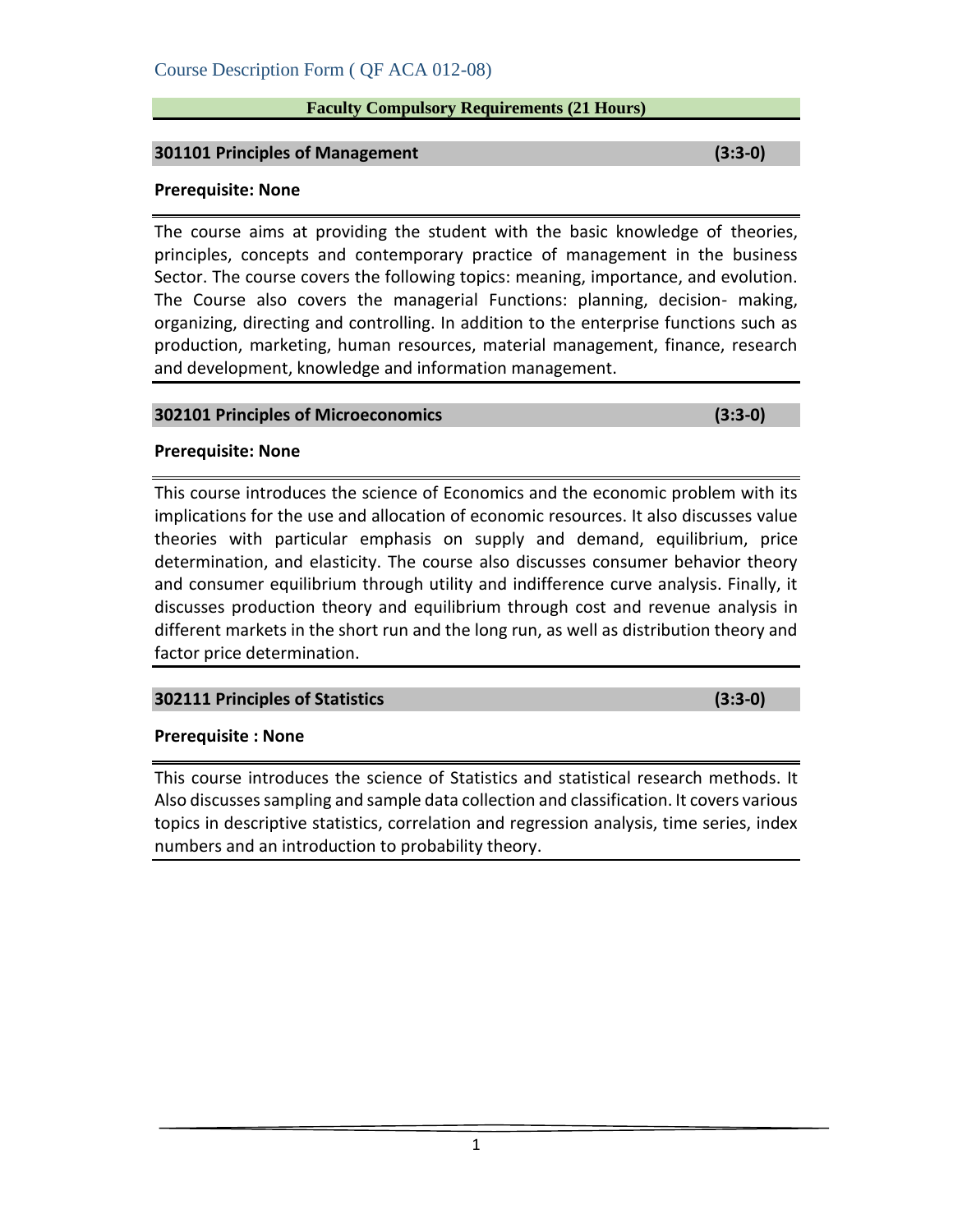Course Description Form ( QF ACA 012-08)

## Faculty Compulsory Requirements (21 Hours)

### 301101 Principles of Management (3:3-0)

**Prerequisite: None**

The course aims at providing the student with the basic knowledge of theories, principles, concepts and contemporary practice of management in the business Sector. The course covers the following topics: meaning, importance, and evolution. The Course also covers the managerial Functions: planning, decision- making, organizing, directing and controlling. In addition to the enterprise functions such as production, marketing, human resources, material management, finance, research and development, knowledge and information management.

### 302101 Principles of Microeconomics (3:3-0)

**Prerequisite: None**

This course introduces the science of Economics and the economic problem with its implications for the use and allocation of economic resources. It also discusses value theories with particular emphasis on supply and demand, equilibrium, price determination, and elasticity. The course also discusses consumer behavior theory and consumer equilibrium through utility and indifference curve analysis. Finally, it discusses production theory and equilibrium through cost and revenue analysis in different markets in the short run and the long run, as well as distribution theory and factor price determination.

### 302111 Principles of Statistics (3:3-0)

**Prerequisite : None**

This course introduces the science of Statistics and statistical research methods. It Also discusses sampling and sample data collection and classification. It covers various topics in descriptive statistics, correlation and regression analysis, time series, index numbers and an introduction to probability theory.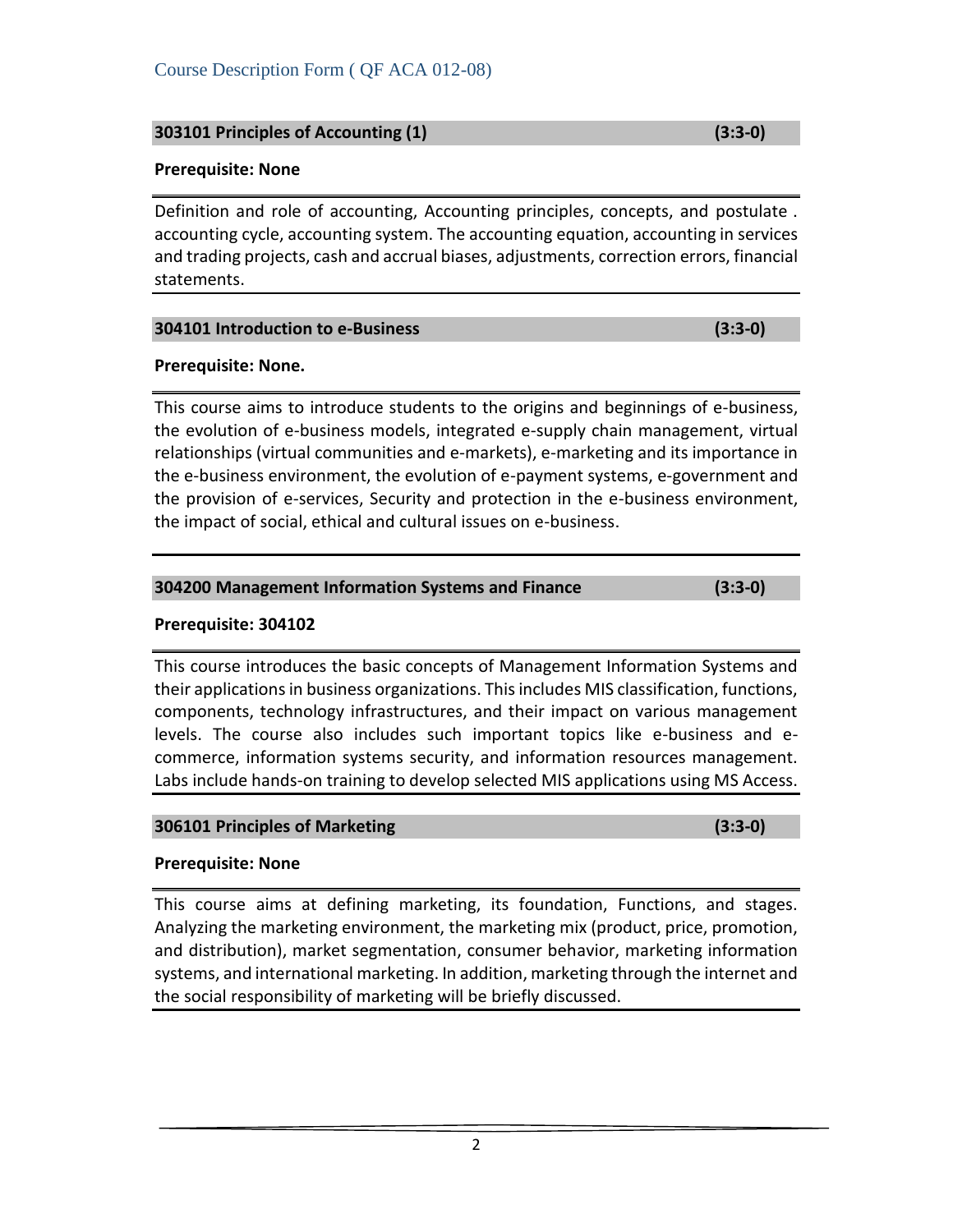Course Description Form ( QF ACA 012-08)

**303101 Principles of Accounting (1) (3:3-0)**

**Prerequisite: None**

Definition and role of accounting, Accounting principles, concepts, and postulate . accounting cycle, accounting system. The accounting equation, accounting in services and trading projects, cash and accrual biases, adjustments, correction errors, financial statements.

**304101 Introduction to e-Business (3:3-0)**

**Prerequisite: None.**

This course aims to introduce students to the origins and beginnings of e-business, the evolution of e-business models, integrated e-supply chain management, virtual relationships (virtual communities and e-markets), e-marketing and its importance in the e-business environment, the evolution of e-payment systems, e-government and the provision of e-services, Security and protection in the e-business environment, the impact of social, ethical and cultural issues on e-business.

**304200 Management Information Systems and Finance (3:3-0)**

**Prerequisite: 304102**

This course introduces the basic concepts of Management Information Systems and their applications in business organizations. This includes MIS classification, functions, components, technology infrastructures, and their impact on various management levels. The course also includes such important topics like e-business and e-commerce, information systems security, and information resources management. Labs include hands-on training to develop selected MIS applications using MS Access.

**306101 Principles of Marketing (3:3-0)**

**Prerequisite: None**

This course aims at defining marketing, its foundation, Functions, and stages. Analyzing the marketing environment, the marketing mix (product, price, promotion, and distribution), market segmentation, consumer behavior, marketing information systems, and international marketing. In addition, marketing through the internet and the social responsibility of marketing will be briefly discussed.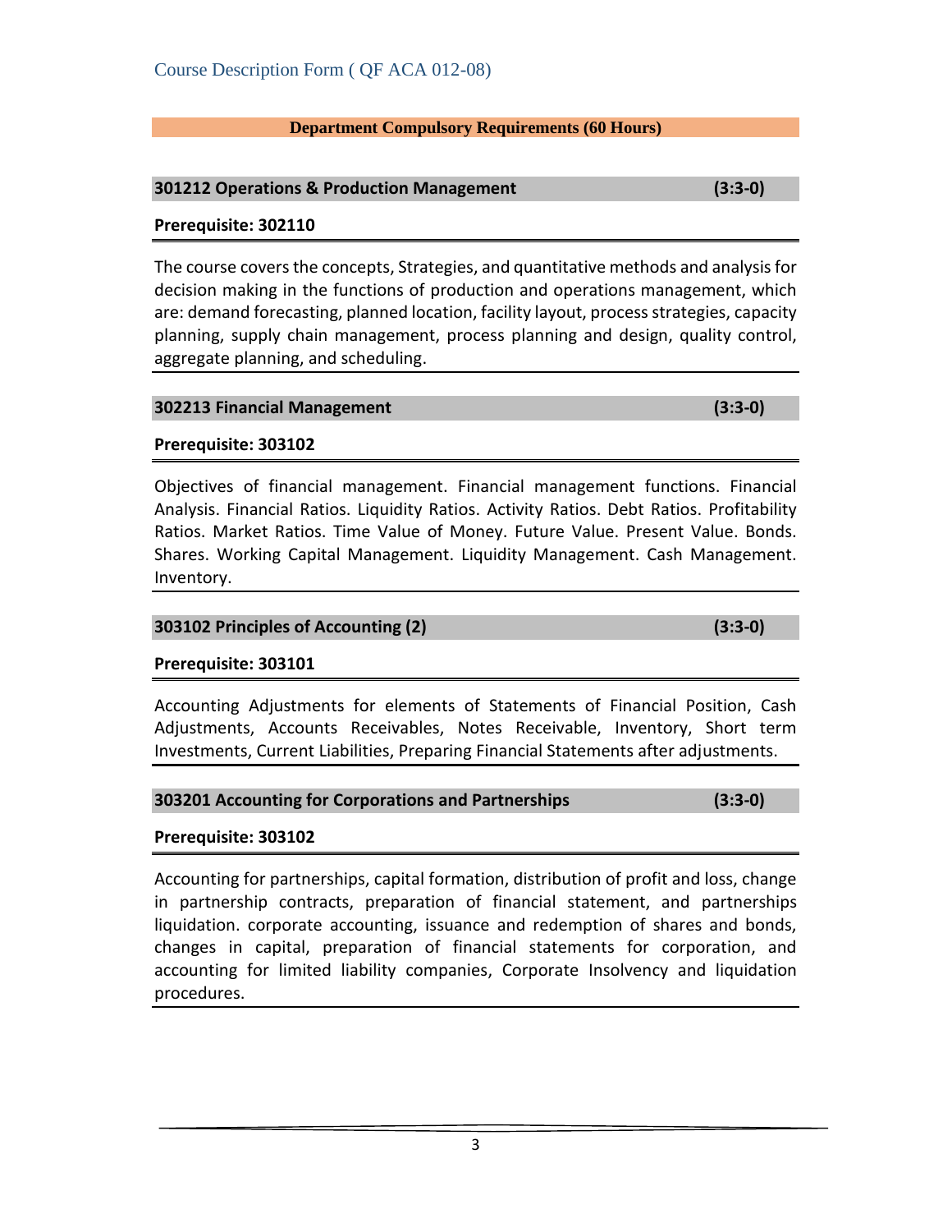Course Description Form ( QF ACA 012-08)

## Department Compulsory Requirements (60 Hours)

### 301212 Operations & Production Management (3:3-0)

**Prerequisite: 302110**

The course covers the concepts, Strategies, and quantitative methods and analysis for decision making in the functions of production and operations management, which are: demand forecasting, planned location, facility layout, process strategies, capacity planning, supply chain management, process planning and design, quality control, aggregate planning, and scheduling.

### 302213 Financial Management (3:3-0)

**Prerequisite: 303102**

Objectives of financial management. Financial management functions. Financial Analysis. Financial Ratios. Liquidity Ratios. Activity Ratios. Debt Ratios. Profitability Ratios. Market Ratios. Time Value of Money. Future Value. Present Value. Bonds. Shares. Working Capital Management. Liquidity Management. Cash Management. Inventory.

### 303102 Principles of Accounting (2) (3:3-0)

**Prerequisite: 303101**

Accounting Adjustments for elements of Statements of Financial Position, Cash Adjustments, Accounts Receivables, Notes Receivable, Inventory, Short term Investments, Current Liabilities, Preparing Financial Statements after adjustments.

### 303201 Accounting for Corporations and Partnerships (3:3-0)

**Prerequisite: 303102**

Accounting for partnerships, capital formation, distribution of profit and loss, change in partnership contracts, preparation of financial statement, and partnerships liquidation. corporate accounting, issuance and redemption of shares and bonds, changes in capital, preparation of financial statements for corporation, and accounting for limited liability companies, Corporate Insolvency and liquidation procedures.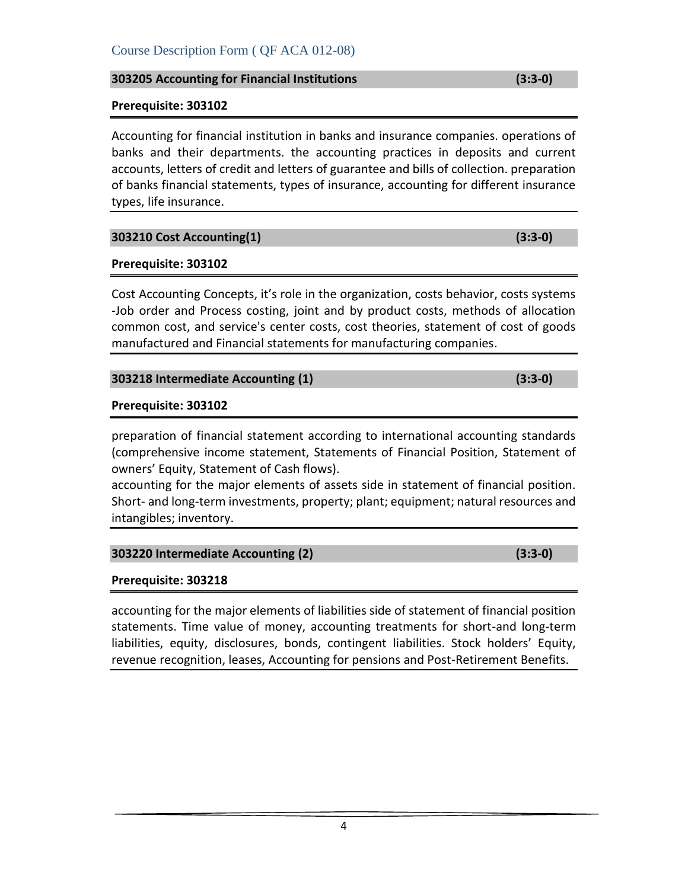Course Description Form ( QF ACA 012-08)

**303205 Accounting for Financial Institutions (3:3-0)**

**Prerequisite: 303102**

Accounting for financial institution in banks and insurance companies. operations of banks and their departments. the accounting practices in deposits and current accounts, letters of credit and letters of guarantee and bills of collection. preparation of banks financial statements, types of insurance, accounting for different insurance types, life insurance.

**303210 Cost Accounting(1) (3:3-0)**

**Prerequisite: 303102**

Cost Accounting Concepts, it's role in the organization, costs behavior, costs systems -Job order and Process costing, joint and by product costs, methods of allocation common cost, and service's center costs, cost theories, statement of cost of goods manufactured and Financial statements for manufacturing companies.

**303218 Intermediate Accounting (1) (3:3-0)**

**Prerequisite: 303102**

preparation of financial statement according to international accounting standards (comprehensive income statement, Statements of Financial Position, Statement of owners' Equity, Statement of Cash flows).
accounting for the major elements of assets side in statement of financial position. Short- and long-term investments, property; plant; equipment; natural resources and intangibles; inventory.

**303220 Intermediate Accounting (2) (3:3-0)**

**Prerequisite: 303218**

accounting for the major elements of liabilities side of statement of financial position statements. Time value of money, accounting treatments for short-and long-term liabilities, equity, disclosures, bonds, contingent liabilities. Stock holders' Equity, revenue recognition, leases, Accounting for pensions and Post-Retirement Benefits.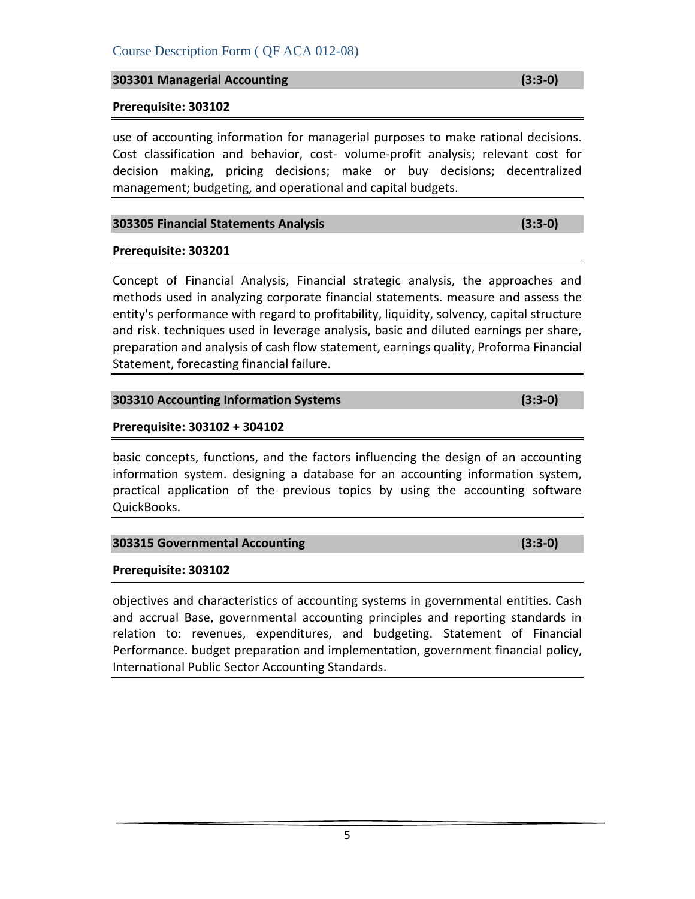Course Description Form ( QF ACA 012-08)

### 303301 Managerial Accounting (3:3-0)

**Prerequisite: 303102**

use of accounting information for managerial purposes to make rational decisions. Cost classification and behavior, cost- volume-profit analysis; relevant cost for decision making, pricing decisions; make or buy decisions; decentralized management; budgeting, and operational and capital budgets.

### 303305 Financial Statements Analysis (3:3-0)

**Prerequisite: 303201**

Concept of Financial Analysis, Financial strategic analysis, the approaches and methods used in analyzing corporate financial statements. measure and assess the entity's performance with regard to profitability, liquidity, solvency, capital structure and risk. techniques used in leverage analysis, basic and diluted earnings per share, preparation and analysis of cash flow statement, earnings quality, Proforma Financial Statement, forecasting financial failure.

### 303310 Accounting Information Systems (3:3-0)

**Prerequisite: 303102 + 304102**

basic concepts, functions, and the factors influencing the design of an accounting information system. designing a database for an accounting information system, practical application of the previous topics by using the accounting software QuickBooks.

### 303315 Governmental Accounting (3:3-0)

**Prerequisite: 303102**

objectives and characteristics of accounting systems in governmental entities. Cash and accrual Base, governmental accounting principles and reporting standards in relation to: revenues, expenditures, and budgeting. Statement of Financial Performance. budget preparation and implementation, government financial policy, International Public Sector Accounting Standards.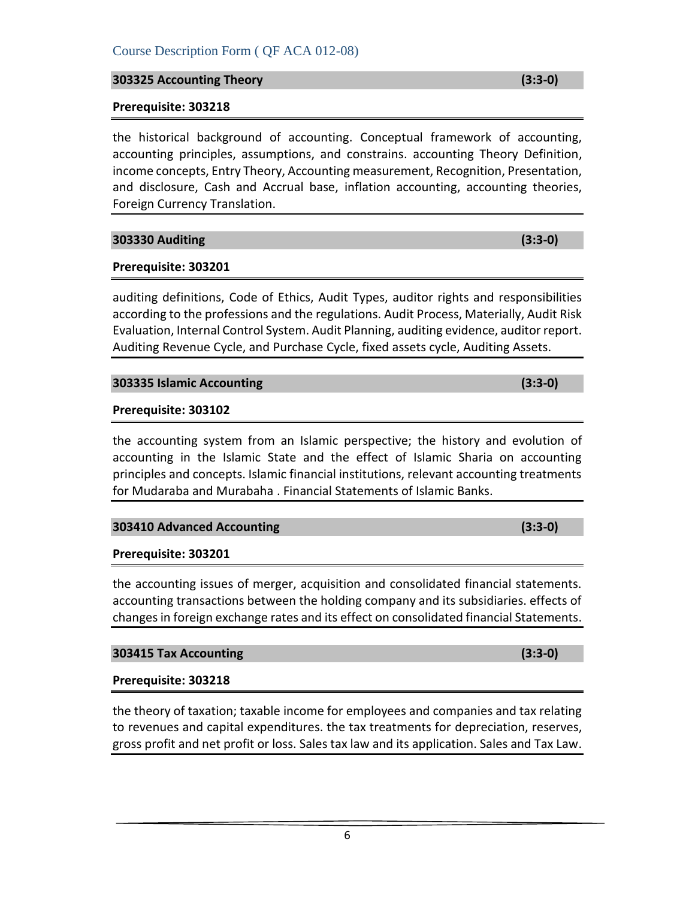Course Description Form ( QF ACA 012-08)

### 303325 Accounting Theory (3:3-0)

**Prerequisite: 303218**

the historical background of accounting. Conceptual framework of accounting, accounting principles, assumptions, and constrains. accounting Theory Definition, income concepts, Entry Theory, Accounting measurement, Recognition, Presentation, and disclosure, Cash and Accrual base, inflation accounting, accounting theories, Foreign Currency Translation.

### 303330 Auditing (3:3-0)

**Prerequisite: 303201**

auditing definitions, Code of Ethics, Audit Types, auditor rights and responsibilities according to the professions and the regulations. Audit Process, Materially, Audit Risk Evaluation, Internal Control System. Audit Planning, auditing evidence, auditor report. Auditing Revenue Cycle, and Purchase Cycle, fixed assets cycle, Auditing Assets.

### 303335 Islamic Accounting (3:3-0)

**Prerequisite: 303102**

the accounting system from an Islamic perspective; the history and evolution of accounting in the Islamic State and the effect of Islamic Sharia on accounting principles and concepts. Islamic financial institutions, relevant accounting treatments for Mudaraba and Murabaha . Financial Statements of Islamic Banks.

### 303410 Advanced Accounting (3:3-0)

**Prerequisite: 303201**

the accounting issues of merger, acquisition and consolidated financial statements. accounting transactions between the holding company and its subsidiaries. effects of changes in foreign exchange rates and its effect on consolidated financial Statements.

### 303415 Tax Accounting (3:3-0)

**Prerequisite: 303218**

the theory of taxation; taxable income for employees and companies and tax relating to revenues and capital expenditures. the tax treatments for depreciation, reserves, gross profit and net profit or loss. Sales tax law and its application. Sales and Tax Law.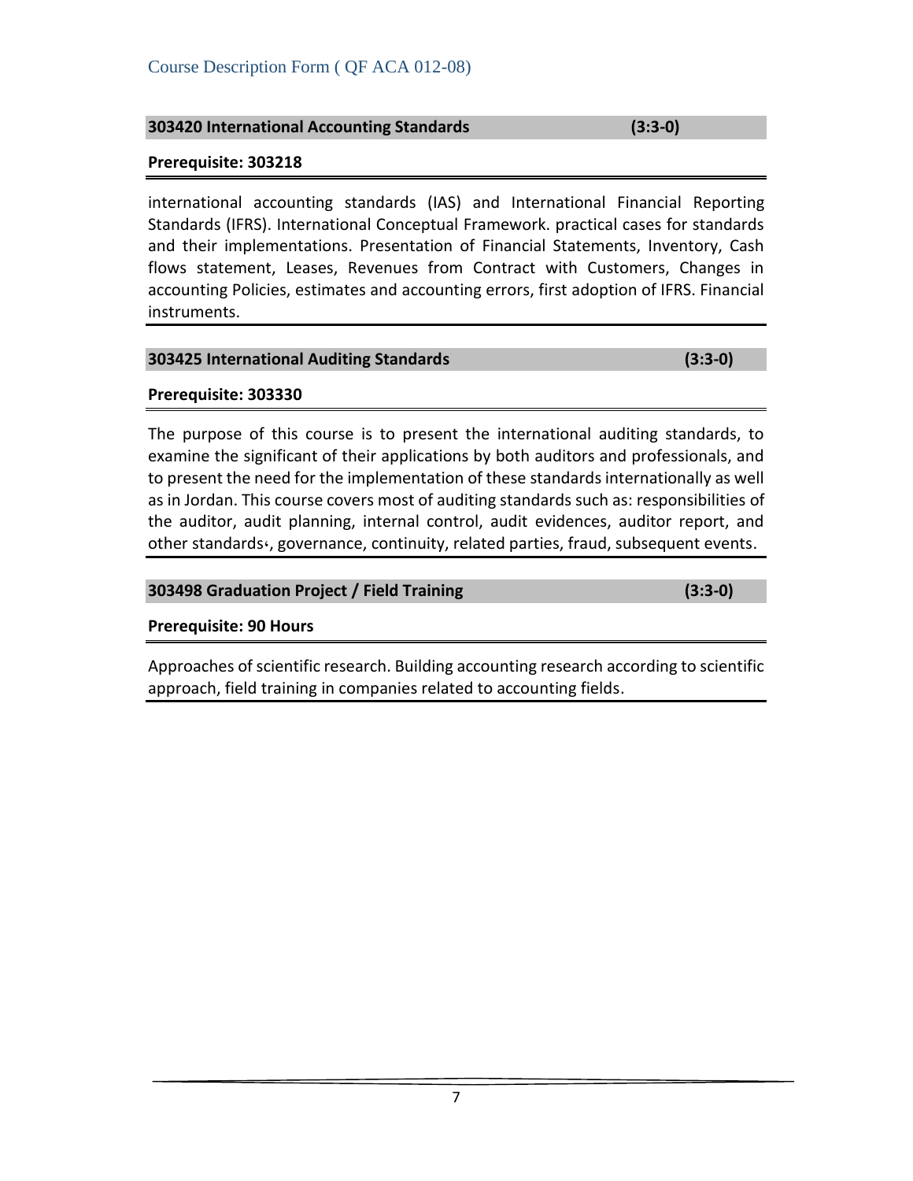**303420 International Accounting Standards (3:3-0)**

**Prerequisite: 303218**

international accounting standards (IAS) and International Financial Reporting Standards (IFRS). International Conceptual Framework. practical cases for standards and their implementations. Presentation of Financial Statements, Inventory, Cash flows statement, Leases, Revenues from Contract with Customers, Changes in accounting Policies, estimates and accounting errors, first adoption of IFRS. Financial instruments.

**303425 International Auditing Standards (3:3-0)**

**Prerequisite: 303330**

The purpose of this course is to present the international auditing standards, to examine the significant of their applications by both auditors and professionals, and to present the need for the implementation of these standards internationally as well as in Jordan. This course covers most of auditing standards such as: responsibilities of the auditor, audit planning, internal control, audit evidences, auditor report, and other standards،, governance, continuity, related parties, fraud, subsequent events.

**303498 Graduation Project / Field Training (3:3-0)**

**Prerequisite: 90 Hours**

Approaches of scientific research. Building accounting research according to scientific approach, field training in companies related to accounting fields.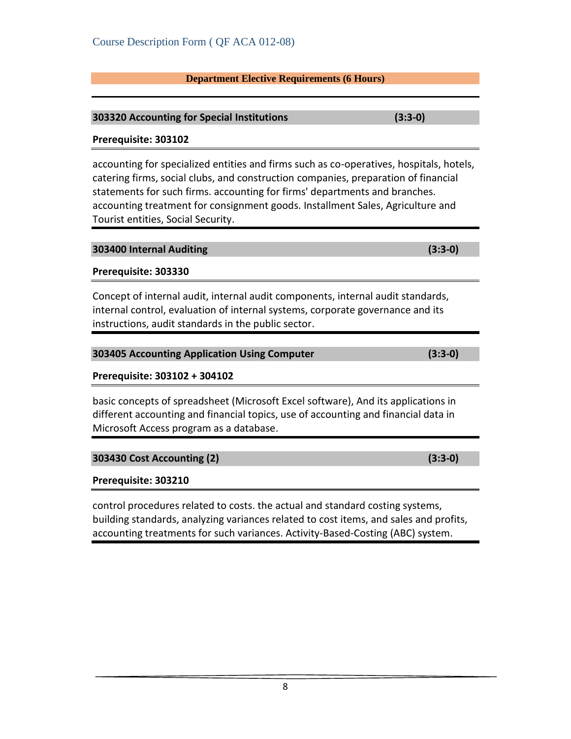## Department Elective Requirements (6 Hours)

### 303320 Accounting for Special Institutions (3:3-0)

**Prerequisite: 303102**

accounting for specialized entities and firms such as co-operatives, hospitals, hotels, catering firms, social clubs, and construction companies, preparation of financial statements for such firms. accounting for firms' departments and branches. accounting treatment for consignment goods. Installment Sales, Agriculture and Tourist entities, Social Security.

### 303400 Internal Auditing (3:3-0)

**Prerequisite: 303330**

Concept of internal audit, internal audit components, internal audit standards, internal control, evaluation of internal systems, corporate governance and its instructions, audit standards in the public sector.

### 303405 Accounting Application Using Computer (3:3-0)

**Prerequisite: 303102 + 304102**

basic concepts of spreadsheet (Microsoft Excel software), And its applications in different accounting and financial topics, use of accounting and financial data in Microsoft Access program as a database.

### 303430 Cost Accounting (2) (3:3-0)

**Prerequisite: 303210**

control procedures related to costs. the actual and standard costing systems, building standards, analyzing variances related to cost items, and sales and profits, accounting treatments for such variances. Activity-Based-Costing (ABC) system.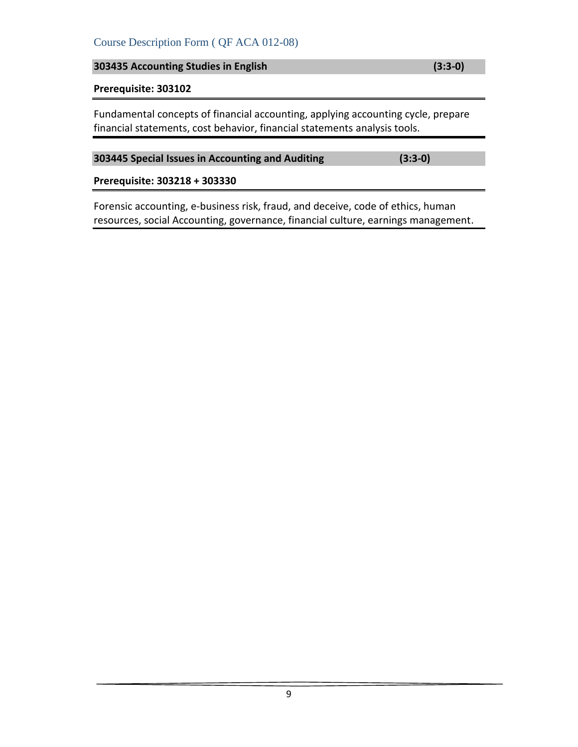Course Description Form ( QF ACA 012-08)

**303435 Accounting Studies in English (3:3-0)**

**Prerequisite: 303102**

Fundamental concepts of financial accounting, applying accounting cycle, prepare financial statements, cost behavior, financial statements analysis tools.

**303445 Special Issues in Accounting and Auditing (3:3-0)**

**Prerequisite: 303218 + 303330**

Forensic accounting, e-business risk, fraud, and deceive, code of ethics, human resources, social Accounting, governance, financial culture, earnings management.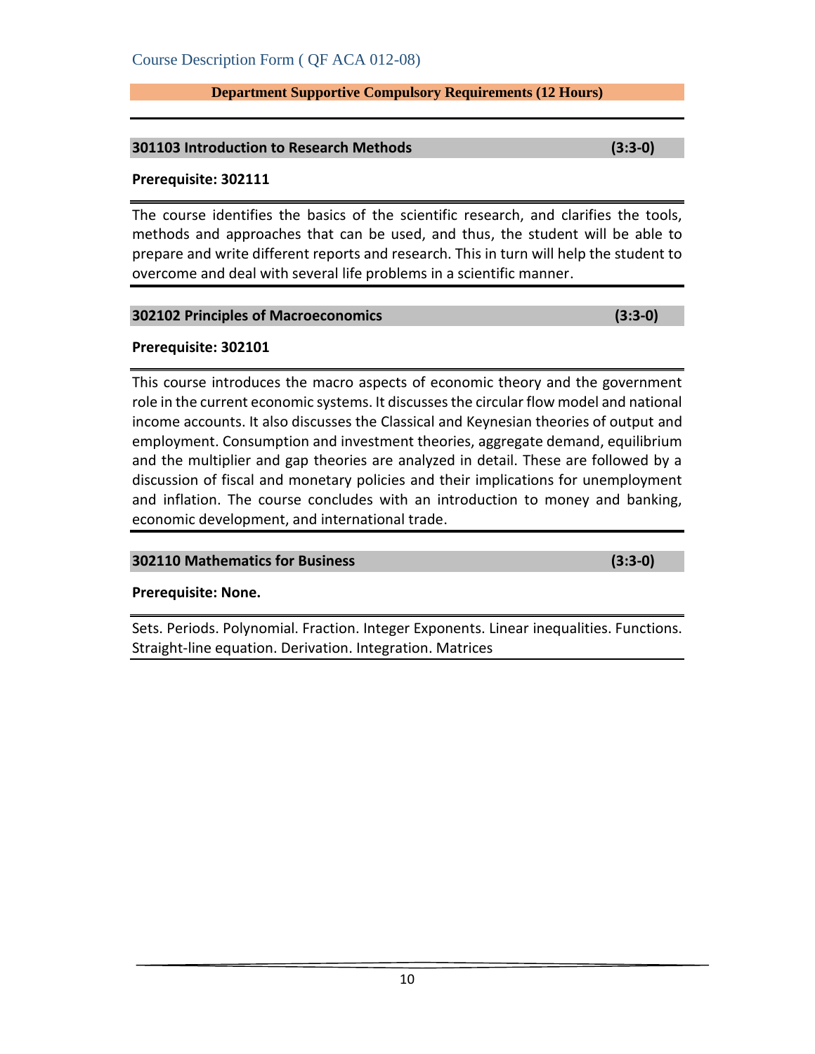Course Description Form ( QF ACA 012-08)

## Department Supportive Compulsory Requirements (12 Hours)

### 301103 Introduction to Research Methods (3:3-0)

**Prerequisite: 302111**

The course identifies the basics of the scientific research, and clarifies the tools, methods and approaches that can be used, and thus, the student will be able to prepare and write different reports and research. This in turn will help the student to overcome and deal with several life problems in a scientific manner.

### 302102 Principles of Macroeconomics (3:3-0)

**Prerequisite: 302101**

This course introduces the macro aspects of economic theory and the government role in the current economic systems. It discusses the circular flow model and national income accounts. It also discusses the Classical and Keynesian theories of output and employment. Consumption and investment theories, aggregate demand, equilibrium and the multiplier and gap theories are analyzed in detail. These are followed by a discussion of fiscal and monetary policies and their implications for unemployment and inflation. The course concludes with an introduction to money and banking, economic development, and international trade.

### 302110 Mathematics for Business (3:3-0)

**Prerequisite: None.**

Sets. Periods. Polynomial. Fraction. Integer Exponents. Linear inequalities. Functions. Straight-line equation. Derivation. Integration. Matrices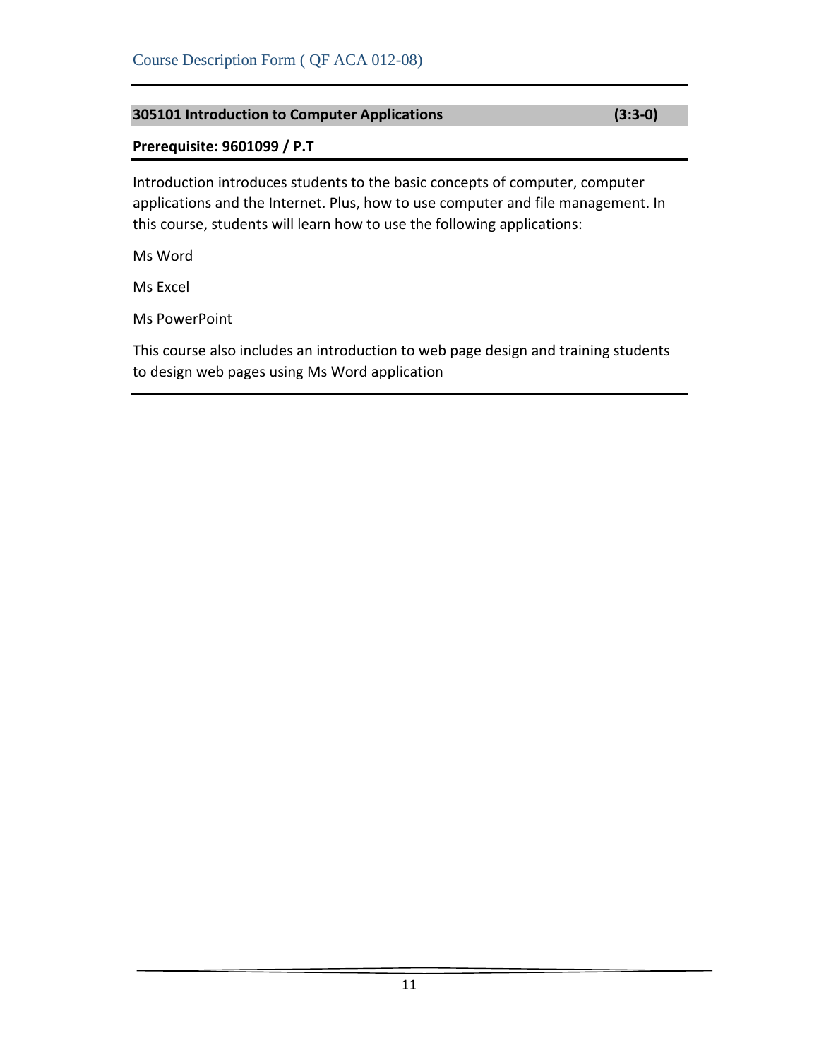**305101 Introduction to Computer Applications (3:3-0)**

**Prerequisite: 9601099 / P.T**

Introduction introduces students to the basic concepts of computer, computer applications and the Internet. Plus, how to use computer and file management. In this course, students will learn how to use the following applications:

Ms Word

Ms Excel

Ms PowerPoint

This course also includes an introduction to web page design and training students to design web pages using Ms Word application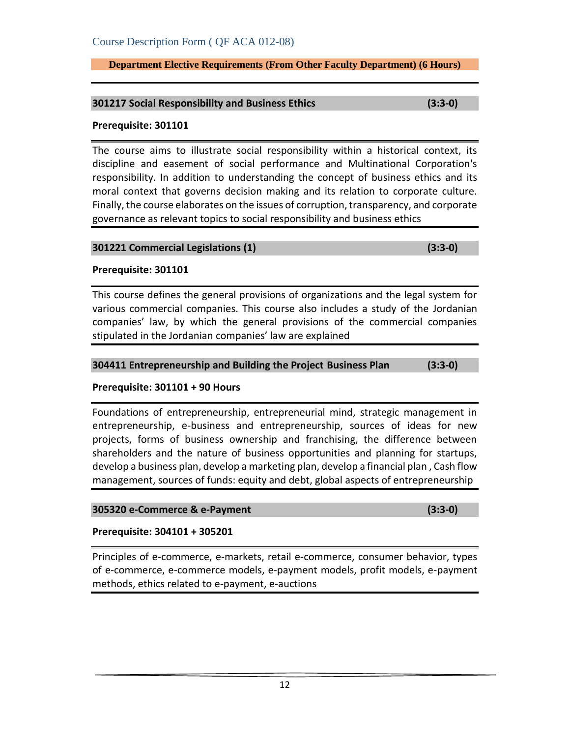Course Description Form ( QF ACA 012-08)

## Department Elective Requirements (From Other Faculty Department) (6 Hours)

### 301217 Social Responsibility and Business Ethics (3:3-0)

**Prerequisite: 301101**

The course aims to illustrate social responsibility within a historical context, its discipline and easement of social performance and Multinational Corporation's responsibility. In addition to understanding the concept of business ethics and its moral context that governs decision making and its relation to corporate culture. Finally, the course elaborates on the issues of corruption, transparency, and corporate governance as relevant topics to social responsibility and business ethics

### 301221 Commercial Legislations (1) (3:3-0)

**Prerequisite: 301101**

This course defines the general provisions of organizations and the legal system for various commercial companies. This course also includes a study of the Jordanian companies' law, by which the general provisions of the commercial companies stipulated in the Jordanian companies' law are explained

### 304411 Entrepreneurship and Building the Project Business Plan (3:3-0)

**Prerequisite: 301101 + 90 Hours**

Foundations of entrepreneurship, entrepreneurial mind, strategic management in entrepreneurship, e-business and entrepreneurship, sources of ideas for new projects, forms of business ownership and franchising, the difference between shareholders and the nature of business opportunities and planning for startups, develop a business plan, develop a marketing plan, develop a financial plan , Cash flow management, sources of funds: equity and debt, global aspects of entrepreneurship

### 305320 e-Commerce & e-Payment (3:3-0)

**Prerequisite: 304101 + 305201**

Principles of e-commerce, e-markets, retail e-commerce, consumer behavior, types of e-commerce, e-commerce models, e-payment models, profit models, e-payment methods, ethics related to e-payment, e-auctions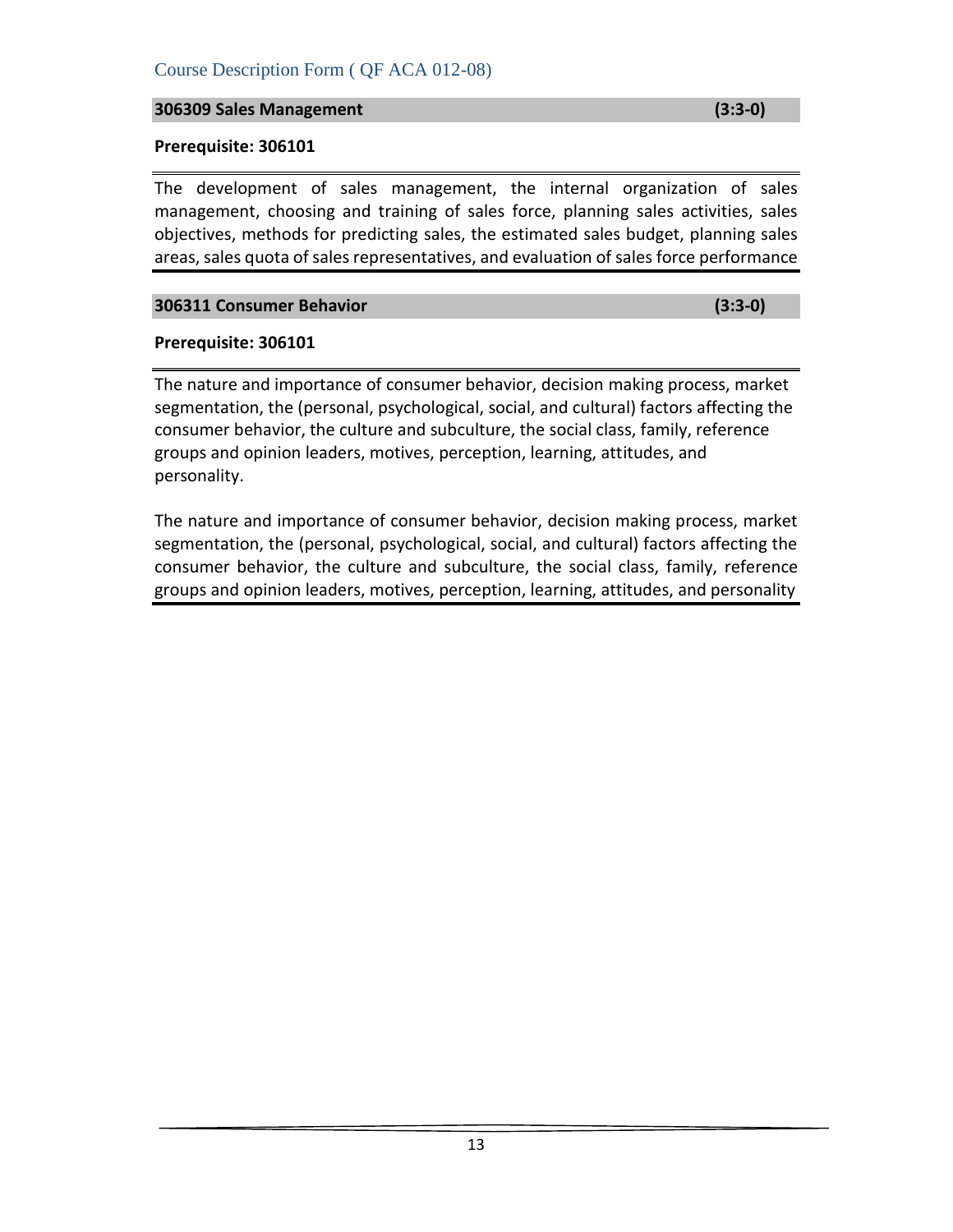Course Description Form ( QF ACA 012-08)

**306309 Sales Management** **(3:3-0)**

**Prerequisite: 306101**

The development of sales management, the internal organization of sales management, choosing and training of sales force, planning sales activities, sales objectives, methods for predicting sales, the estimated sales budget, planning sales areas, sales quota of sales representatives, and evaluation of sales force performance

**306311 Consumer Behavior** **(3:3-0)**

**Prerequisite: 306101**

The nature and importance of consumer behavior, decision making process, market segmentation, the (personal, psychological, social, and cultural) factors affecting the consumer behavior, the culture and subculture, the social class, family, reference groups and opinion leaders, motives, perception, learning, attitudes, and personality.

The nature and importance of consumer behavior, decision making process, market segmentation, the (personal, psychological, social, and cultural) factors affecting the consumer behavior, the culture and subculture, the social class, family, reference groups and opinion leaders, motives, perception, learning, attitudes, and personality